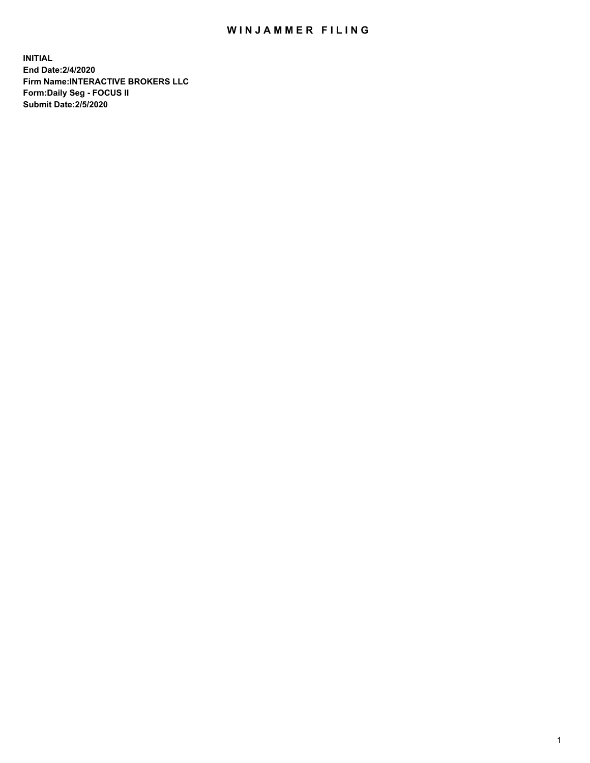# WINJAMMER FILING

**INITIAL**
**End Date:2/4/2020**
**Firm Name:INTERACTIVE BROKERS LLC**
**Form:Daily Seg - FOCUS II**
**Submit Date:2/5/2020**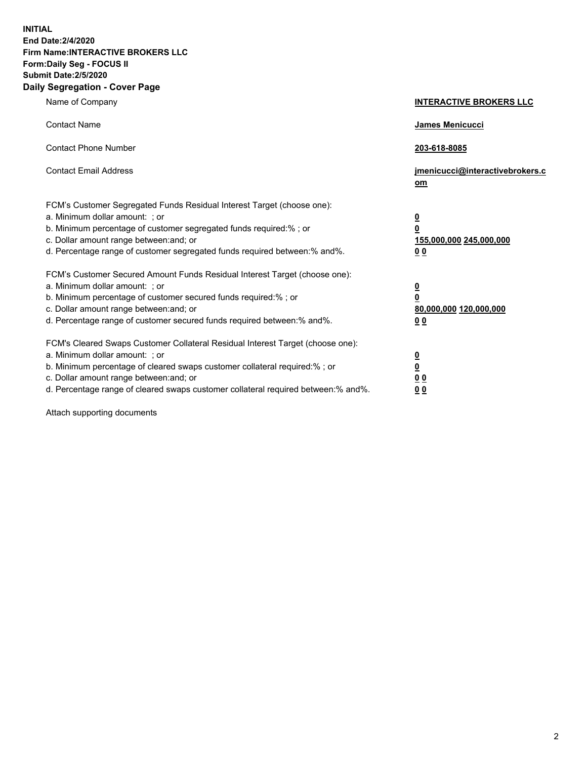**INITIAL**
**End Date:2/4/2020**
**Firm Name:INTERACTIVE BROKERS LLC**
**Form:Daily Seg - FOCUS II**
**Submit Date:2/5/2020**

## Daily Segregation - Cover Page

| | |
|---|---|
| Name of Company | **INTERACTIVE BROKERS LLC** |
| Contact Name | **James Menicucci** |
| Contact Phone Number | **203-618-8085** |
| Contact Email Address | **jmenicucci@interactivebrokers.com** |
| FCM's Customer Segregated Funds Residual Interest Target (choose one): | |
| a. Minimum dollar amount: ; or | **0** |
| b. Minimum percentage of customer segregated funds required:% ; or | **0** |
| c. Dollar amount range between:and; or | **155,000,000 245,000,000** |
| d. Percentage range of customer segregated funds required between:% and%. | **0 0** |
| FCM's Customer Secured Amount Funds Residual Interest Target (choose one): | |
| a. Minimum dollar amount: ; or | **0** |
| b. Minimum percentage of customer secured funds required:% ; or | **0** |
| c. Dollar amount range between:and; or | **80,000,000 120,000,000** |
| d. Percentage range of customer secured funds required between:% and%. | **0 0** |
| FCM's Cleared Swaps Customer Collateral Residual Interest Target (choose one): | |
| a. Minimum dollar amount: ; or | **0** |
| b. Minimum percentage of cleared swaps customer collateral required:% ; or | **0** |
| c. Dollar amount range between:and; or | **0 0** |
| d. Percentage range of cleared swaps customer collateral required between:% and%. | **0 0** |

Attach supporting documents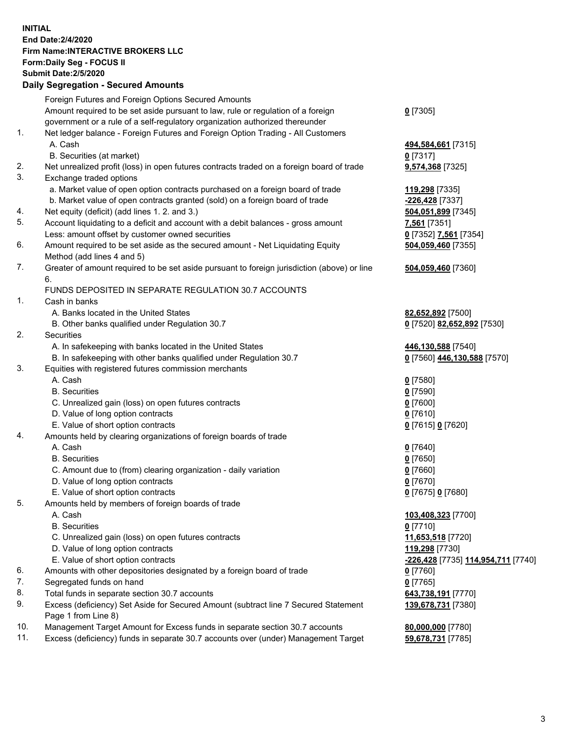**INITIAL**
**End Date:2/4/2020**
**Firm Name:INTERACTIVE BROKERS LLC**
**Form:Daily Seg - FOCUS II**
**Submit Date:2/5/2020**

## Daily Segregation - Secured Amounts

| | | |
|---|---|---|
| | Foreign Futures and Foreign Options Secured Amounts | |
| | Amount required to be set aside pursuant to law, rule or regulation of a foreign government or a rule of a self-regulatory organization authorized thereunder | **0** [7305] |
| 1. | Net ledger balance - Foreign Futures and Foreign Option Trading - All Customers | |
| | A. Cash | **494,584,661** [7315] |
| | B. Securities (at market) | **0** [7317] |
| 2. | Net unrealized profit (loss) in open futures contracts traded on a foreign board of trade | **9,574,368** [7325] |
| 3. | Exchange traded options | |
| | a. Market value of open option contracts purchased on a foreign board of trade | **119,298** [7335] |
| | b. Market value of open contracts granted (sold) on a foreign board of trade | **-226,428** [7337] |
| 4. | Net equity (deficit) (add lines 1. 2. and 3.) | **504,051,899** [7345] |
| 5. | Account liquidating to a deficit and account with a debit balances - gross amount | **7,561** [7351] |
| | Less: amount offset by customer owned securities | **0** [7352] **7,561** [7354] |
| 6. | Amount required to be set aside as the secured amount - Net Liquidating Equity Method (add lines 4 and 5) | **504,059,460** [7355] |
| 7. | Greater of amount required to be set aside pursuant to foreign jurisdiction (above) or line 6. | **504,059,460** [7360] |
| | FUNDS DEPOSITED IN SEPARATE REGULATION 30.7 ACCOUNTS | |
| 1. | Cash in banks | |
| | A. Banks located in the United States | **82,652,892** [7500] |
| | B. Other banks qualified under Regulation 30.7 | **0** [7520] **82,652,892** [7530] |
| 2. | Securities | |
| | A. In safekeeping with banks located in the United States | **446,130,588** [7540] |
| | B. In safekeeping with other banks qualified under Regulation 30.7 | **0** [7560] **446,130,588** [7570] |
| 3. | Equities with registered futures commission merchants | |
| | A. Cash | **0** [7580] |
| | B. Securities | **0** [7590] |
| | C. Unrealized gain (loss) on open futures contracts | **0** [7600] |
| | D. Value of long option contracts | **0** [7610] |
| | E. Value of short option contracts | **0** [7615] **0** [7620] |
| 4. | Amounts held by clearing organizations of foreign boards of trade | |
| | A. Cash | **0** [7640] |
| | B. Securities | **0** [7650] |
| | C. Amount due to (from) clearing organization - daily variation | **0** [7660] |
| | D. Value of long option contracts | **0** [7670] |
| | E. Value of short option contracts | **0** [7675] **0** [7680] |
| 5. | Amounts held by members of foreign boards of trade | |
| | A. Cash | **103,408,323** [7700] |
| | B. Securities | **0** [7710] |
| | C. Unrealized gain (loss) on open futures contracts | **11,653,518** [7720] |
| | D. Value of long option contracts | **119,298** [7730] |
| | E. Value of short option contracts | **-226,428** [7735] **114,954,711** [7740] |
| 6. | Amounts with other depositories designated by a foreign board of trade | **0** [7760] |
| 7. | Segregated funds on hand | **0** [7765] |
| 8. | Total funds in separate section 30.7 accounts | **643,738,191** [7770] |
| 9. | Excess (deficiency) Set Aside for Secured Amount (subtract line 7 Secured Statement Page 1 from Line 8) | **139,678,731** [7380] |
| 10. | Management Target Amount for Excess funds in separate section 30.7 accounts | **80,000,000** [7780] |
| 11. | Excess (deficiency) funds in separate 30.7 accounts over (under) Management Target | **59,678,731** [7785] |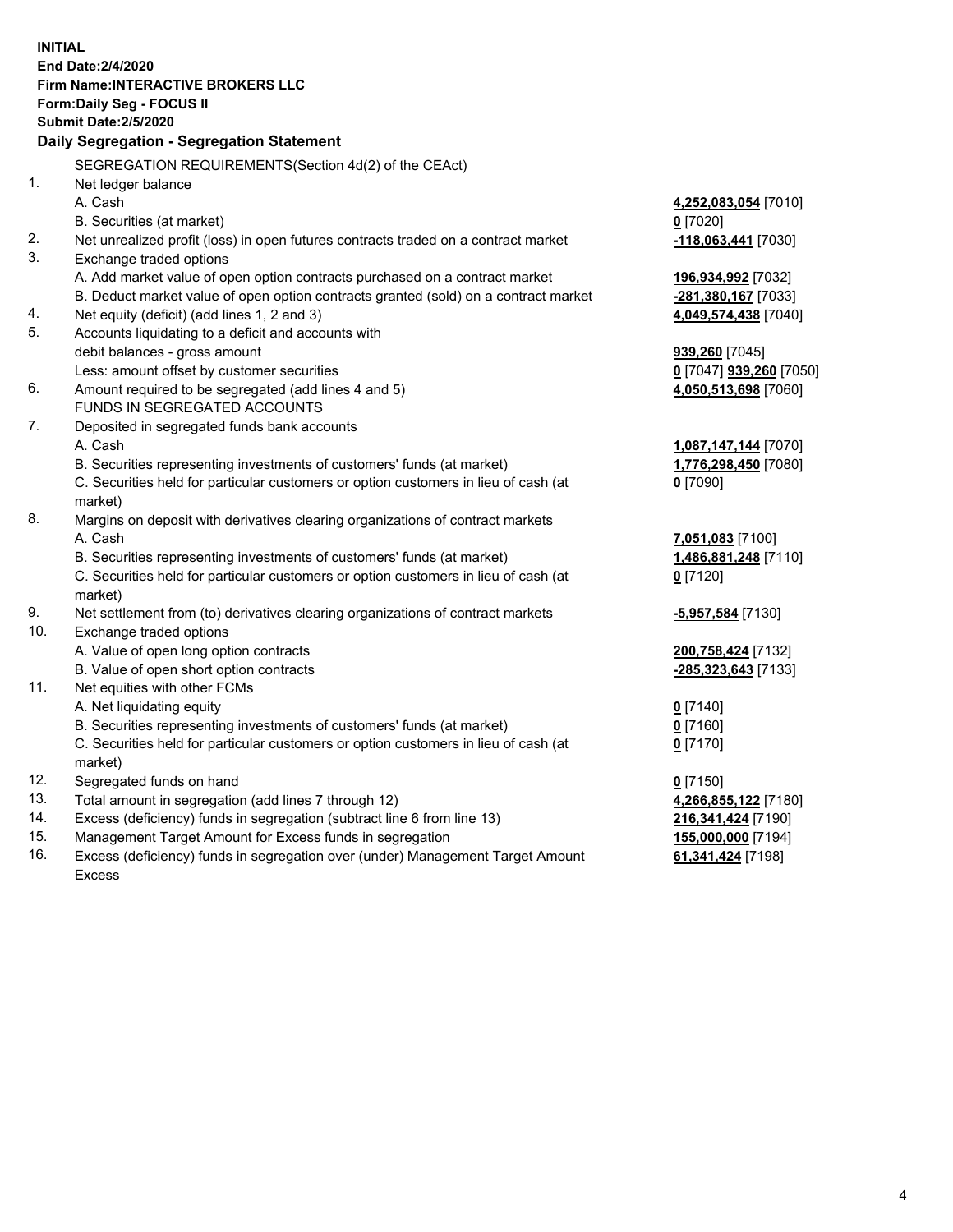**INITIAL**
**End Date:2/4/2020**
**Firm Name:INTERACTIVE BROKERS LLC**
**Form:Daily Seg - FOCUS II**
**Submit Date:2/5/2020**

### Daily Segregation - Segregation Statement

SEGREGATION REQUIREMENTS(Section 4d(2) of the CEAct)

| | | |
|---|---|---|
| 1. | Net ledger balance | |
| | A. Cash | **4,252,083,054** [7010] |
| | B. Securities (at market) | **0** [7020] |
| 2. | Net unrealized profit (loss) in open futures contracts traded on a contract market | **-118,063,441** [7030] |
| 3. | Exchange traded options | |
| | A. Add market value of open option contracts purchased on a contract market | **196,934,992** [7032] |
| | B. Deduct market value of open option contracts granted (sold) on a contract market | **-281,380,167** [7033] |
| 4. | Net equity (deficit) (add lines 1, 2 and 3) | **4,049,574,438** [7040] |
| 5. | Accounts liquidating to a deficit and accounts with debit balances - gross amount | **939,260** [7045] |
| | Less: amount offset by customer securities | **0** [7047] **939,260** [7050] |
| 6. | Amount required to be segregated (add lines 4 and 5) | **4,050,513,698** [7060] |
| | FUNDS IN SEGREGATED ACCOUNTS | |
| 7. | Deposited in segregated funds bank accounts | |
| | A. Cash | **1,087,147,144** [7070] |
| | B. Securities representing investments of customers' funds (at market) | **1,776,298,450** [7080] |
| | C. Securities held for particular customers or option customers in lieu of cash (at market) | **0** [7090] |
| 8. | Margins on deposit with derivatives clearing organizations of contract markets | |
| | A. Cash | **7,051,083** [7100] |
| | B. Securities representing investments of customers' funds (at market) | **1,486,881,248** [7110] |
| | C. Securities held for particular customers or option customers in lieu of cash (at market) | **0** [7120] |
| 9. | Net settlement from (to) derivatives clearing organizations of contract markets | **-5,957,584** [7130] |
| 10. | Exchange traded options | |
| | A. Value of open long option contracts | **200,758,424** [7132] |
| | B. Value of open short option contracts | **-285,323,643** [7133] |
| 11. | Net equities with other FCMs | |
| | A. Net liquidating equity | **0** [7140] |
| | B. Securities representing investments of customers' funds (at market) | **0** [7160] |
| | C. Securities held for particular customers or option customers in lieu of cash (at market) | **0** [7170] |
| 12. | Segregated funds on hand | **0** [7150] |
| 13. | Total amount in segregation (add lines 7 through 12) | **4,266,855,122** [7180] |
| 14. | Excess (deficiency) funds in segregation (subtract line 6 from line 13) | **216,341,424** [7190] |
| 15. | Management Target Amount for Excess funds in segregation | **155,000,000** [7194] |
| 16. | Excess (deficiency) funds in segregation over (under) Management Target Amount Excess | **61,341,424** [7198] |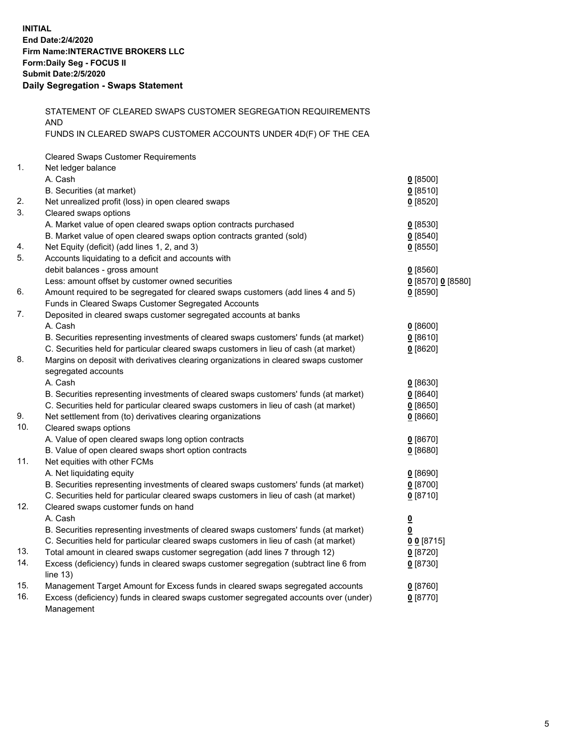**INITIAL**
**End Date:2/4/2020**
**Firm Name:INTERACTIVE BROKERS LLC**
**Form:Daily Seg - FOCUS II**
**Submit Date:2/5/2020**
**Daily Segregation - Swaps Statement**

STATEMENT OF CLEARED SWAPS CUSTOMER SEGREGATION REQUIREMENTS AND FUNDS IN CLEARED SWAPS CUSTOMER ACCOUNTS UNDER 4D(F) OF THE CEA

| | | |
|---|---|---|
| | Cleared Swaps Customer Requirements | |
| 1. | Net ledger balance | |
| | A. Cash | 0 [8500] |
| | B. Securities (at market) | 0 [8510] |
| 2. | Net unrealized profit (loss) in open cleared swaps | 0 [8520] |
| 3. | Cleared swaps options | |
| | A. Market value of open cleared swaps option contracts purchased | 0 [8530] |
| | B. Market value of open cleared swaps option contracts granted (sold) | 0 [8540] |
| 4. | Net Equity (deficit) (add lines 1, 2, and 3) | 0 [8550] |
| 5. | Accounts liquidating to a deficit and accounts with | |
| | debit balances - gross amount | 0 [8560] |
| | Less: amount offset by customer owned securities | 0 [8570] 0 [8580] |
| 6. | Amount required to be segregated for cleared swaps customers (add lines 4 and 5) | 0 [8590] |
| | Funds in Cleared Swaps Customer Segregated Accounts | |
| 7. | Deposited in cleared swaps customer segregated accounts at banks | |
| | A. Cash | 0 [8600] |
| | B. Securities representing investments of cleared swaps customers' funds (at market) | 0 [8610] |
| | C. Securities held for particular cleared swaps customers in lieu of cash (at market) | 0 [8620] |
| 8. | Margins on deposit with derivatives clearing organizations in cleared swaps customer segregated accounts | |
| | A. Cash | 0 [8630] |
| | B. Securities representing investments of cleared swaps customers' funds (at market) | 0 [8640] |
| | C. Securities held for particular cleared swaps customers in lieu of cash (at market) | 0 [8650] |
| 9. | Net settlement from (to) derivatives clearing organizations | 0 [8660] |
| 10. | Cleared swaps options | |
| | A. Value of open cleared swaps long option contracts | 0 [8670] |
| | B. Value of open cleared swaps short option contracts | 0 [8680] |
| 11. | Net equities with other FCMs | |
| | A. Net liquidating equity | 0 [8690] |
| | B. Securities representing investments of cleared swaps customers' funds (at market) | 0 [8700] |
| | C. Securities held for particular cleared swaps customers in lieu of cash (at market) | 0 [8710] |
| 12. | Cleared swaps customer funds on hand | |
| | A. Cash | 0 |
| | B. Securities representing investments of cleared swaps customers' funds (at market) | 0 |
| | C. Securities held for particular cleared swaps customers in lieu of cash (at market) | 0 0 [8715] |
| 13. | Total amount in cleared swaps customer segregation (add lines 7 through 12) | 0 [8720] |
| 14. | Excess (deficiency) funds in cleared swaps customer segregation (subtract line 6 from line 13) | 0 [8730] |
| 15. | Management Target Amount for Excess funds in cleared swaps segregated accounts | 0 [8760] |
| 16. | Excess (deficiency) funds in cleared swaps customer segregated accounts over (under) Management | 0 [8770] |